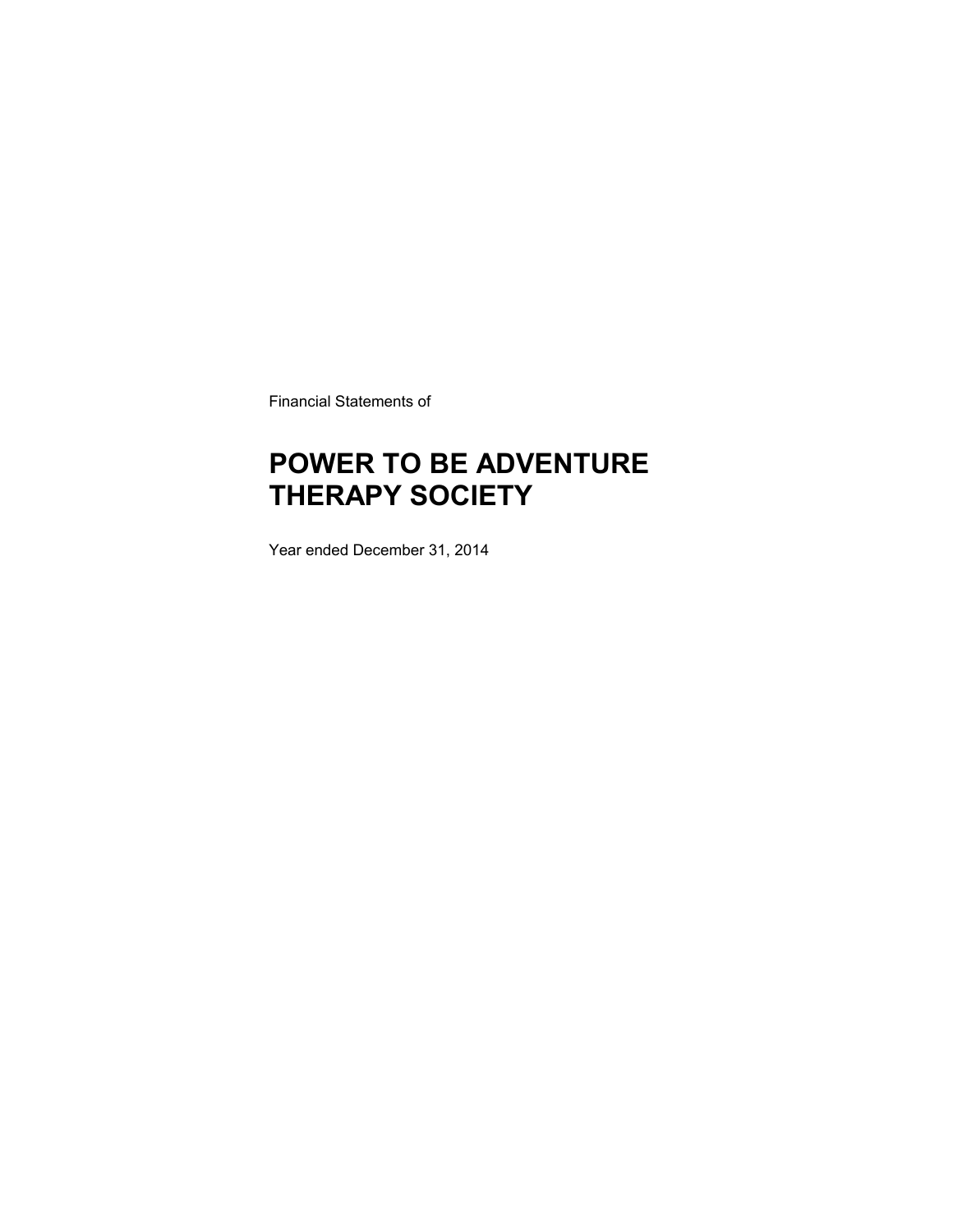Financial Statements of

# POWER TO BE ADVENTURE THERAPY SOCIETY

Year ended December 31, 2014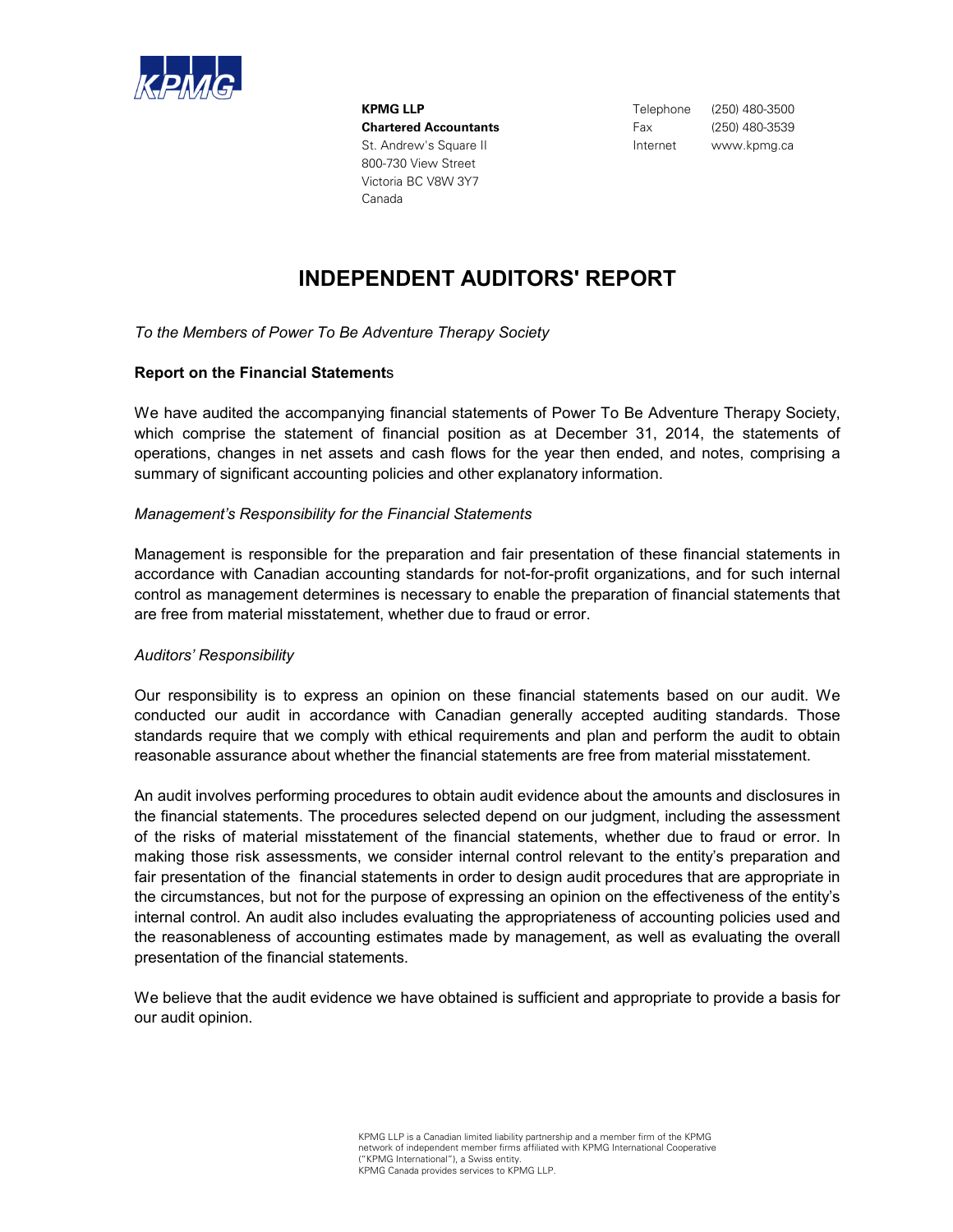**KPMG LLP**
**Chartered Accountants**
St. Andrew's Square II
800-730 View Street
Victoria BC V8W 3Y7
Canada

Telephone (250) 480-3500
Fax (250) 480-3539
Internet www.kpmg.ca

# INDEPENDENT AUDITORS' REPORT

*To the Members of Power To Be Adventure Therapy Society*

**Report on the Financial Statements**

We have audited the accompanying financial statements of Power To Be Adventure Therapy Society, which comprise the statement of financial position as at December 31, 2014, the statements of operations, changes in net assets and cash flows for the year then ended, and notes, comprising a summary of significant accounting policies and other explanatory information.

*Management's Responsibility for the Financial Statements*

Management is responsible for the preparation and fair presentation of these financial statements in accordance with Canadian accounting standards for not-for-profit organizations, and for such internal control as management determines is necessary to enable the preparation of financial statements that are free from material misstatement, whether due to fraud or error.

*Auditors' Responsibility*

Our responsibility is to express an opinion on these financial statements based on our audit. We conducted our audit in accordance with Canadian generally accepted auditing standards. Those standards require that we comply with ethical requirements and plan and perform the audit to obtain reasonable assurance about whether the financial statements are free from material misstatement.

An audit involves performing procedures to obtain audit evidence about the amounts and disclosures in the financial statements. The procedures selected depend on our judgment, including the assessment of the risks of material misstatement of the financial statements, whether due to fraud or error. In making those risk assessments, we consider internal control relevant to the entity's preparation and fair presentation of the financial statements in order to design audit procedures that are appropriate in the circumstances, but not for the purpose of expressing an opinion on the effectiveness of the entity's internal control. An audit also includes evaluating the appropriateness of accounting policies used and the reasonableness of accounting estimates made by management, as well as evaluating the overall presentation of the financial statements.

We believe that the audit evidence we have obtained is sufficient and appropriate to provide a basis for our audit opinion.

KPMG LLP is a Canadian limited liability partnership and a member firm of the KPMG network of independent member firms affiliated with KPMG International Cooperative ("KPMG International"), a Swiss entity.
KPMG Canada provides services to KPMG LLP.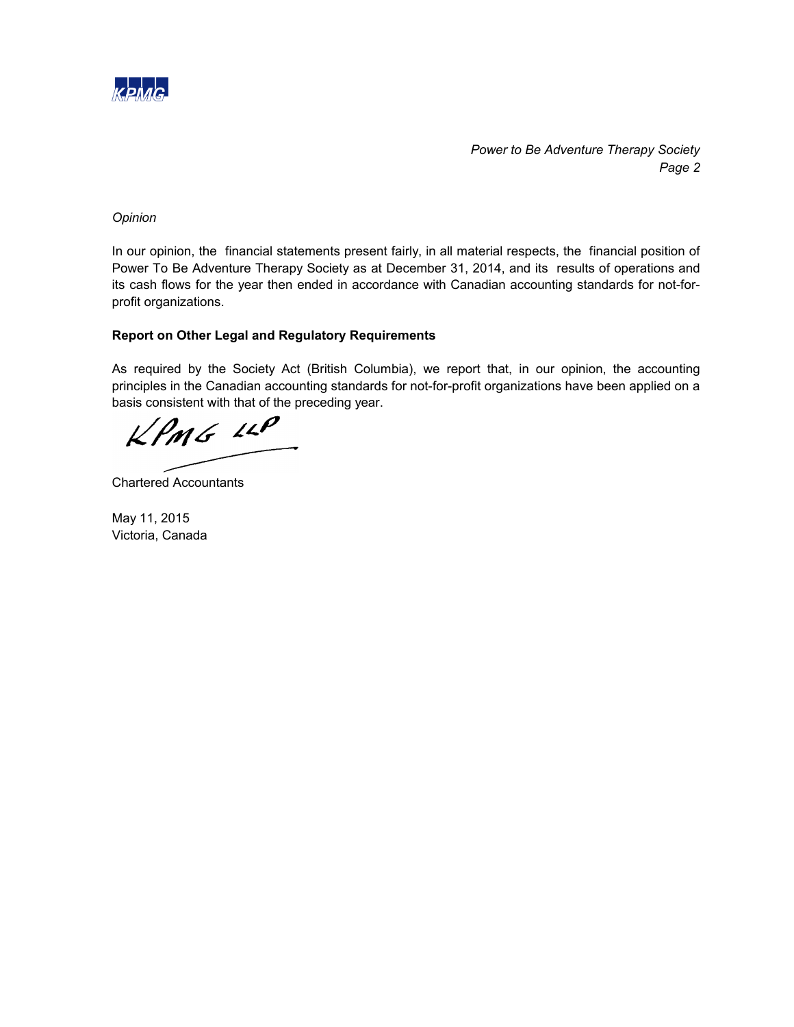*Opinion*

In our opinion, the financial statements present fairly, in all material respects, the financial position of Power To Be Adventure Therapy Society as at December 31, 2014, and its results of operations and its cash flows for the year then ended in accordance with Canadian accounting standards for not-for-profit organizations.

**Report on Other Legal and Regulatory Requirements**

As required by the Society Act (British Columbia), we report that, in our opinion, the accounting principles in the Canadian accounting standards for not-for-profit organizations have been applied on a basis consistent with that of the preceding year.

KPMG LLP

Chartered Accountants

May 11, 2015
Victoria, Canada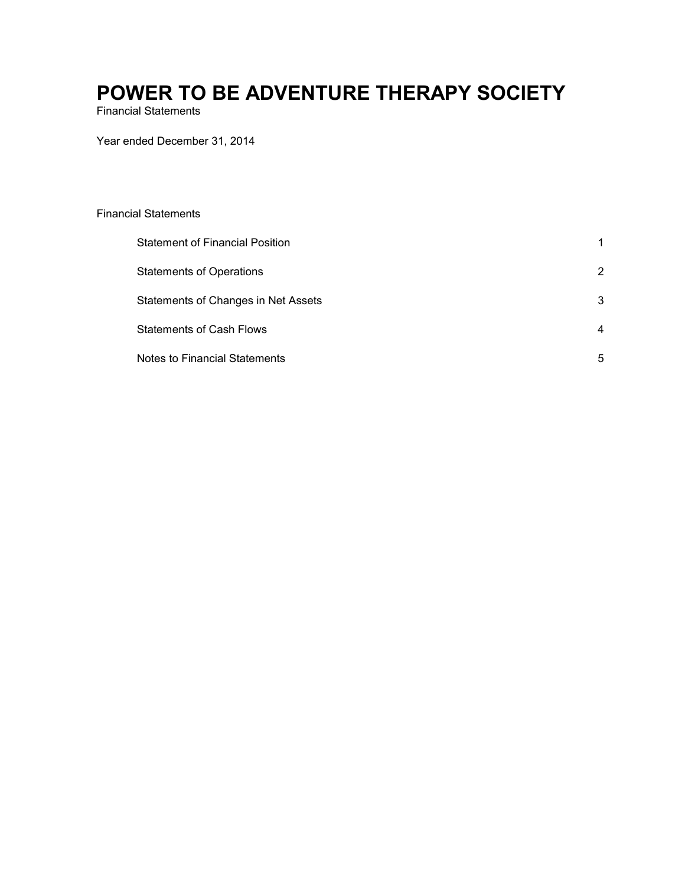# POWER TO BE ADVENTURE THERAPY SOCIETY

Financial Statements

Year ended December 31, 2014

Financial Statements

| | |
|---|---|
| Statement of Financial Position | 1 |
| Statements of Operations | 2 |
| Statements of Changes in Net Assets | 3 |
| Statements of Cash Flows | 4 |
| Notes to Financial Statements | 5 |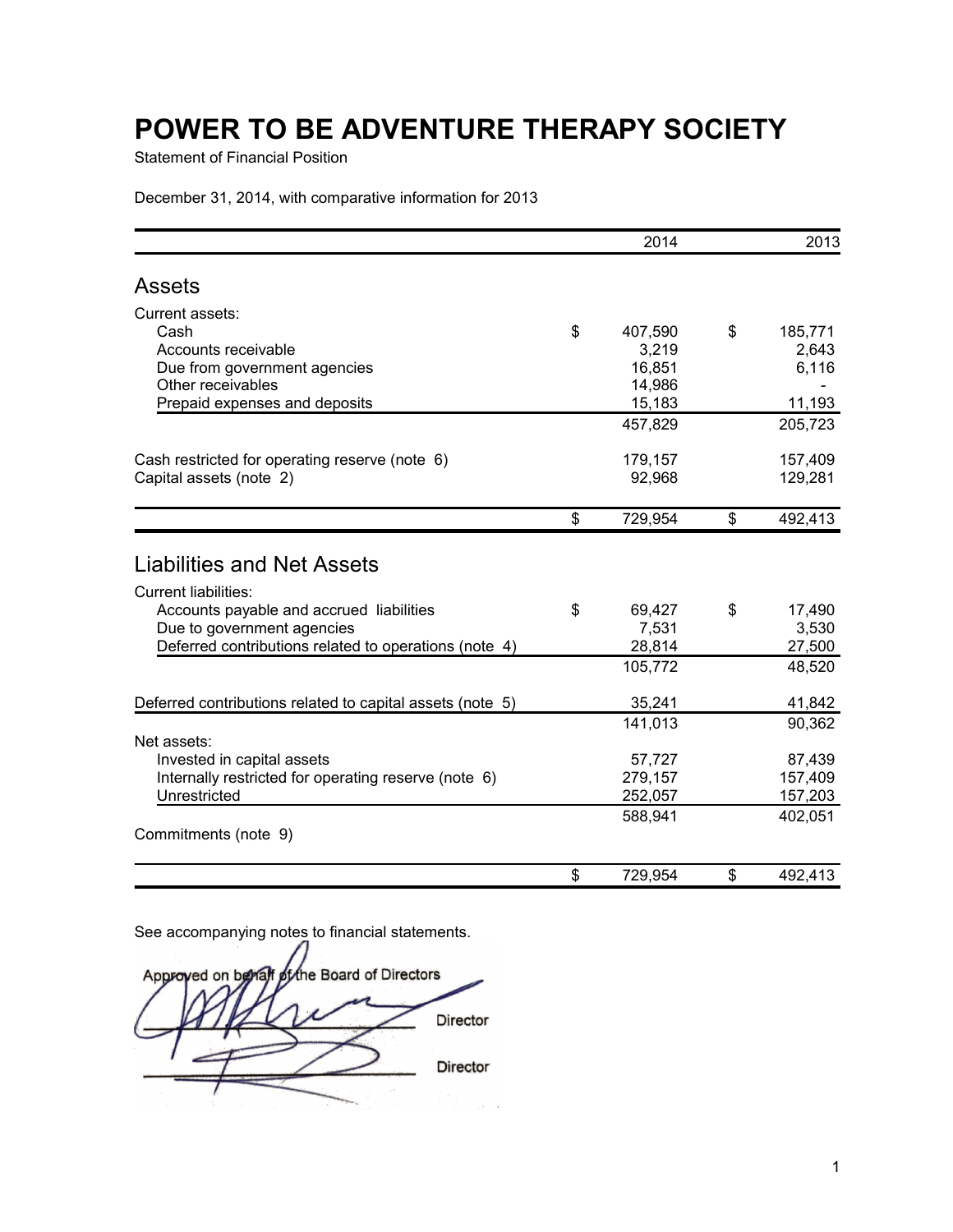# POWER TO BE ADVENTURE THERAPY SOCIETY

Statement of Financial Position

December 31, 2014, with comparative information for 2013

| | 2014 | 2013 |
|---|---|---|
| **Assets** | | |
| Current assets: | | |
| Cash | $ 407,590 | $ 185,771 |
| Accounts receivable | 3,219 | 2,643 |
| Due from government agencies | 16,851 | 6,116 |
| Other receivables | 14,986 | - |
| Prepaid expenses and deposits | 15,183 | 11,193 |
| | 457,829 | 205,723 |
| Cash restricted for operating reserve (note 6) | 179,157 | 157,409 |
| Capital assets (note 2) | 92,968 | 129,281 |
| | $ 729,954 | $ 492,413 |
| **Liabilities and Net Assets** | | |
| Current liabilities: | | |
| Accounts payable and accrued liabilities | $ 69,427 | $ 17,490 |
| Due to government agencies | 7,531 | 3,530 |
| Deferred contributions related to operations (note 4) | 28,814 | 27,500 |
| | 105,772 | 48,520 |
| Deferred contributions related to capital assets (note 5) | 35,241 | 41,842 |
| | 141,013 | 90,362 |
| Net assets: | | |
| Invested in capital assets | 57,727 | 87,439 |
| Internally restricted for operating reserve (note 6) | 279,157 | 157,409 |
| Unrestricted | 252,057 | 157,203 |
| | 588,941 | 402,051 |
| Commitments (note 9) | | |
| | $ 729,954 | $ 492,413 |

See accompanying notes to financial statements.

Approved on behalf of the Board of Directors

_________________________ Director

_________________________ Director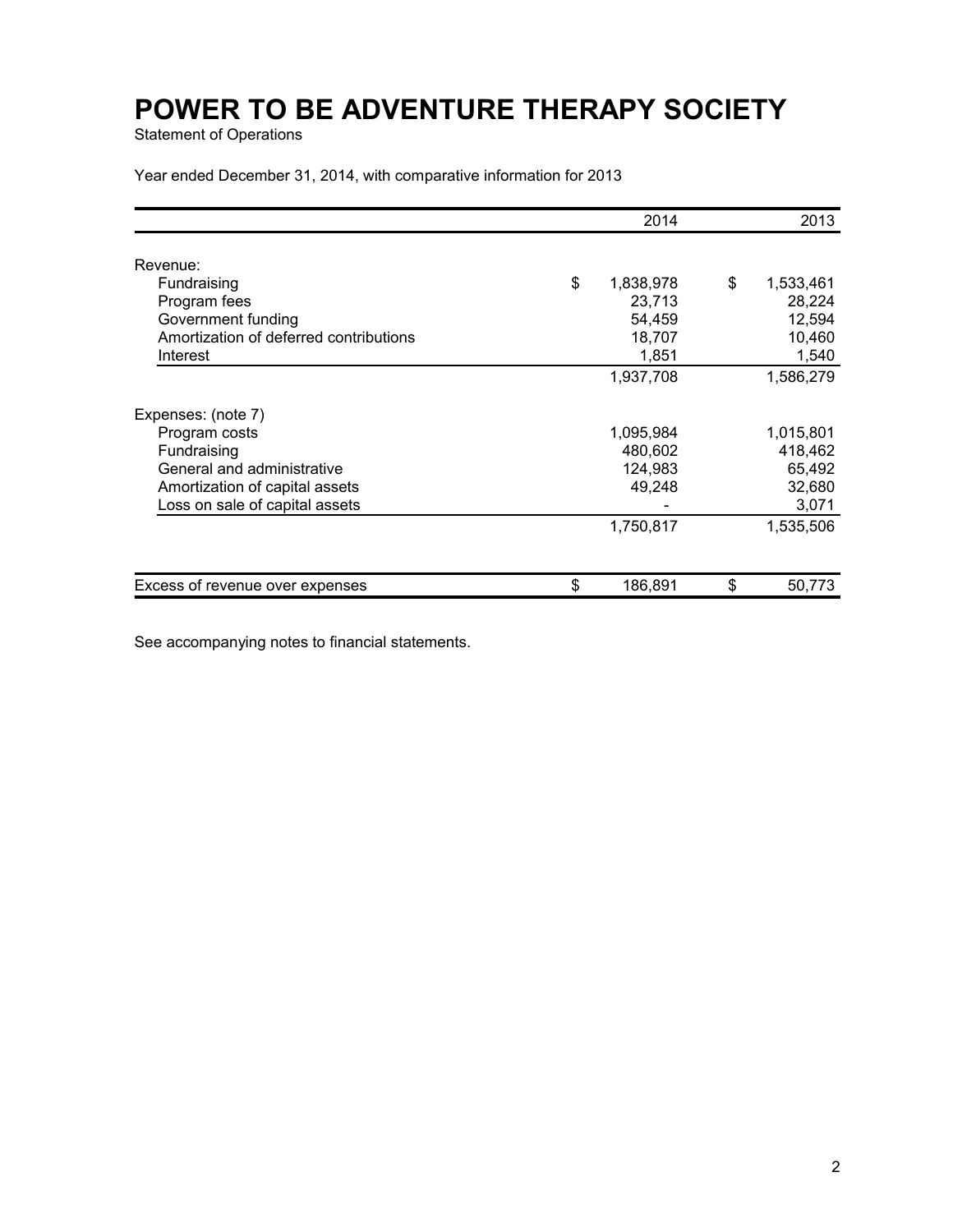# POWER TO BE ADVENTURE THERAPY SOCIETY

Statement of Operations

Year ended December 31, 2014, with comparative information for 2013

| | 2014 | 2013 |
|---|---|---|
| Revenue: | | |
| Fundraising | $ 1,838,978 | $ 1,533,461 |
| Program fees | 23,713 | 28,224 |
| Government funding | 54,459 | 12,594 |
| Amortization of deferred contributions | 18,707 | 10,460 |
| Interest | 1,851 | 1,540 |
| | 1,937,708 | 1,586,279 |
| Expenses: (note 7) | | |
| Program costs | 1,095,984 | 1,015,801 |
| Fundraising | 480,602 | 418,462 |
| General and administrative | 124,983 | 65,492 |
| Amortization of capital assets | 49,248 | 32,680 |
| Loss on sale of capital assets | - | 3,071 |
| | 1,750,817 | 1,535,506 |
| Excess of revenue over expenses | $ 186,891 | $ 50,773 |

See accompanying notes to financial statements.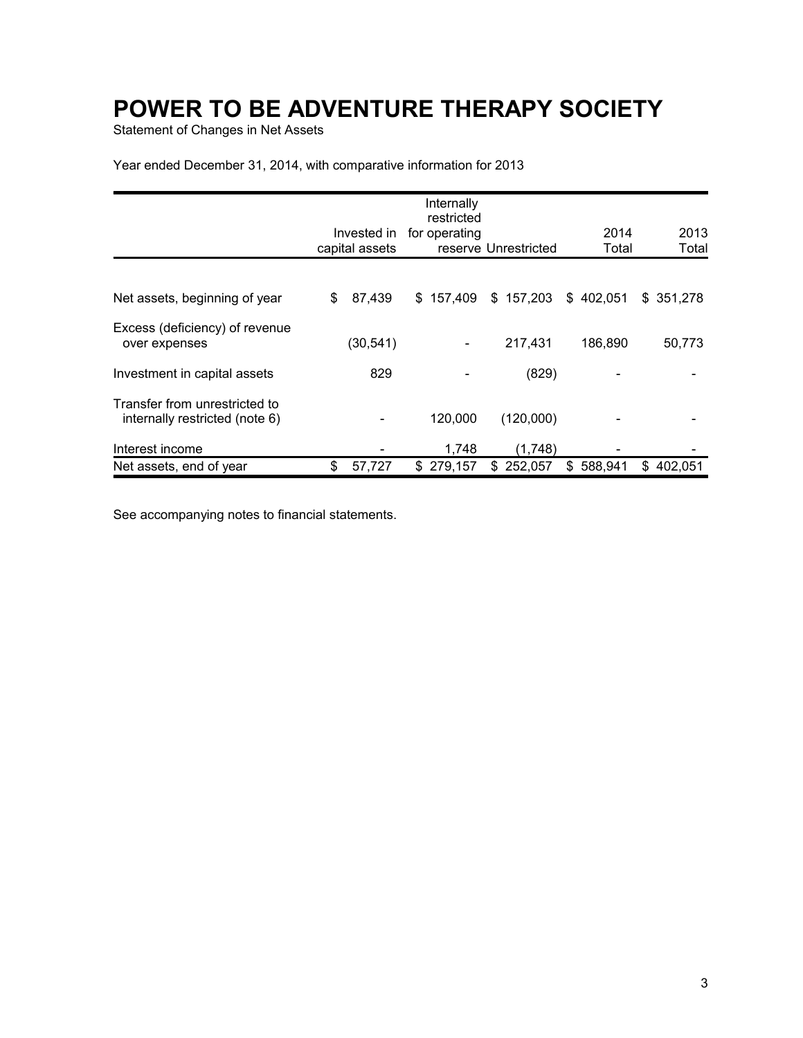# POWER TO BE ADVENTURE THERAPY SOCIETY

Statement of Changes in Net Assets

Year ended December 31, 2014, with comparative information for 2013

| | Invested in capital assets | Internally restricted for operating reserve | Unrestricted | 2014 Total | 2013 Total |
|---|---|---|---|---|---|
| Net assets, beginning of year | $ 87,439 | $ 157,409 | $ 157,203 | $ 402,051 | $ 351,278 |
| Excess (deficiency) of revenue over expenses | (30,541) | - | 217,431 | 186,890 | 50,773 |
| Investment in capital assets | 829 | - | (829) | - | - |
| Transfer from unrestricted to internally restricted (note 6) | - | 120,000 | (120,000) | - | - |
| Interest income | - | 1,748 | (1,748) | - | - |
| Net assets, end of year | $ 57,727 | $ 279,157 | $ 252,057 | $ 588,941 | $ 402,051 |

See accompanying notes to financial statements.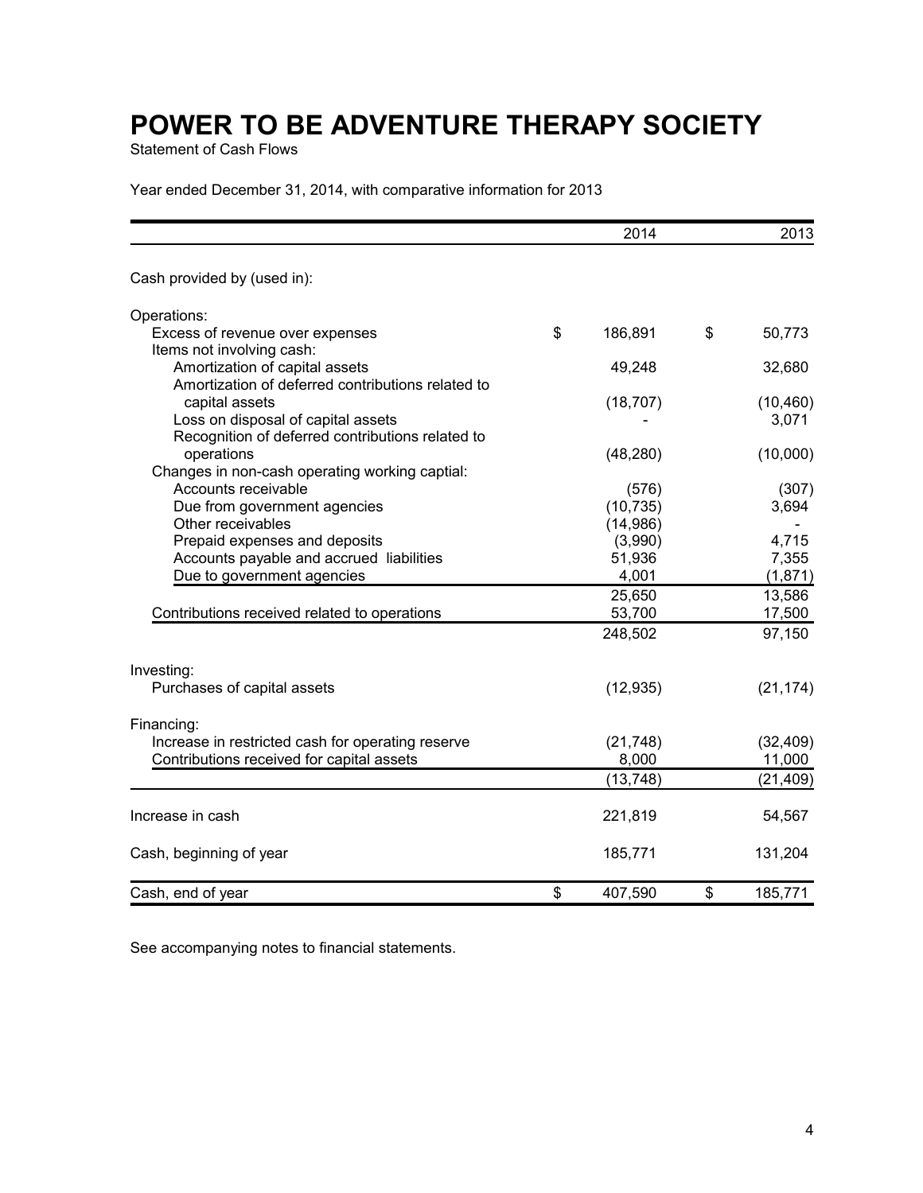# POWER TO BE ADVENTURE THERAPY SOCIETY

Statement of Cash Flows

Year ended December 31, 2014, with comparative information for 2013

| | 2014 | 2013 |
|---|---|---|
| Cash provided by (used in): | | |
| Operations: | | |
| Excess of revenue over expenses | $ 186,891 | $ 50,773 |
| Items not involving cash: | | |
| Amortization of capital assets | 49,248 | 32,680 |
| Amortization of deferred contributions related to capital assets | (18,707) | (10,460) |
| Loss on disposal of capital assets | - | 3,071 |
| Recognition of deferred contributions related to operations | (48,280) | (10,000) |
| Changes in non-cash operating working captial: | | |
| Accounts receivable | (576) | (307) |
| Due from government agencies | (10,735) | 3,694 |
| Other receivables | (14,986) | - |
| Prepaid expenses and deposits | (3,990) | 4,715 |
| Accounts payable and accrued liabilities | 51,936 | 7,355 |
| Due to government agencies | 4,001 | (1,871) |
| | 25,650 | 13,586 |
| Contributions received related to operations | 53,700 | 17,500 |
| | 248,502 | 97,150 |
| Investing: | | |
| Purchases of capital assets | (12,935) | (21,174) |
| Financing: | | |
| Increase in restricted cash for operating reserve | (21,748) | (32,409) |
| Contributions received for capital assets | 8,000 | 11,000 |
| | (13,748) | (21,409) |
| Increase in cash | 221,819 | 54,567 |
| Cash, beginning of year | 185,771 | 131,204 |
| Cash, end of year | $ 407,590 | $ 185,771 |

See accompanying notes to financial statements.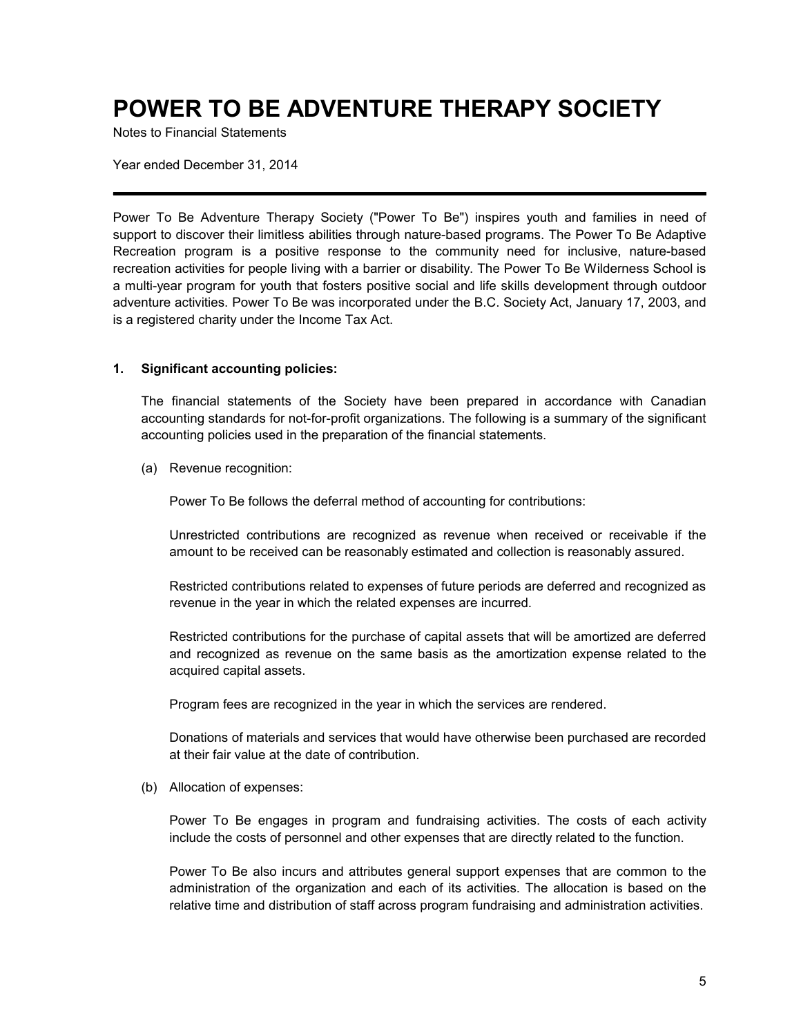# POWER TO BE ADVENTURE THERAPY SOCIETY

Notes to Financial Statements

Year ended December 31, 2014

---

Power To Be Adventure Therapy Society ("Power To Be") inspires youth and families in need of support to discover their limitless abilities through nature-based programs. The Power To Be Adaptive Recreation program is a positive response to the community need for inclusive, nature-based recreation activities for people living with a barrier or disability. The Power To Be Wilderness School is a multi-year program for youth that fosters positive social and life skills development through outdoor adventure activities. Power To Be was incorporated under the B.C. Society Act, January 17, 2003, and is a registered charity under the Income Tax Act.

**1. Significant accounting policies:**

The financial statements of the Society have been prepared in accordance with Canadian accounting standards for not-for-profit organizations. The following is a summary of the significant accounting policies used in the preparation of the financial statements.

(a) Revenue recognition:

Power To Be follows the deferral method of accounting for contributions:

Unrestricted contributions are recognized as revenue when received or receivable if the amount to be received can be reasonably estimated and collection is reasonably assured.

Restricted contributions related to expenses of future periods are deferred and recognized as revenue in the year in which the related expenses are incurred.

Restricted contributions for the purchase of capital assets that will be amortized are deferred and recognized as revenue on the same basis as the amortization expense related to the acquired capital assets.

Program fees are recognized in the year in which the services are rendered.

Donations of materials and services that would have otherwise been purchased are recorded at their fair value at the date of contribution.

(b) Allocation of expenses:

Power To Be engages in program and fundraising activities. The costs of each activity include the costs of personnel and other expenses that are directly related to the function.

Power To Be also incurs and attributes general support expenses that are common to the administration of the organization and each of its activities. The allocation is based on the relative time and distribution of staff across program fundraising and administration activities.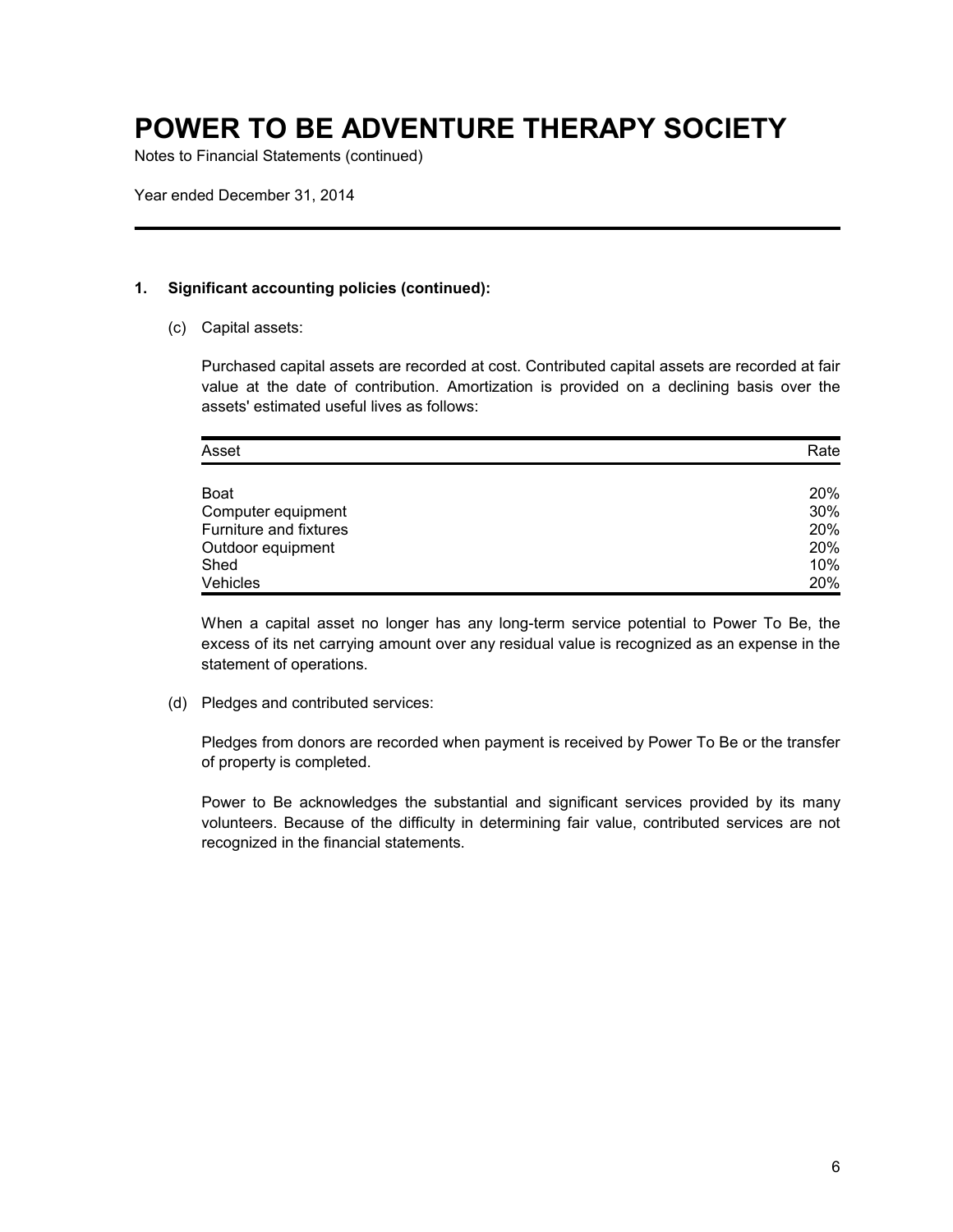# POWER TO BE ADVENTURE THERAPY SOCIETY

Notes to Financial Statements (continued)

Year ended December 31, 2014

---

**1. Significant accounting policies (continued):**

(c) Capital assets:

Purchased capital assets are recorded at cost. Contributed capital assets are recorded at fair value at the date of contribution. Amortization is provided on a declining basis over the assets' estimated useful lives as follows:

| Asset | Rate |
|---|---|
| Boat | 20% |
| Computer equipment | 30% |
| Furniture and fixtures | 20% |
| Outdoor equipment | 20% |
| Shed | 10% |
| Vehicles | 20% |

When a capital asset no longer has any long-term service potential to Power To Be, the excess of its net carrying amount over any residual value is recognized as an expense in the statement of operations.

(d) Pledges and contributed services:

Pledges from donors are recorded when payment is received by Power To Be or the transfer of property is completed.

Power to Be acknowledges the substantial and significant services provided by its many volunteers. Because of the difficulty in determining fair value, contributed services are not recognized in the financial statements.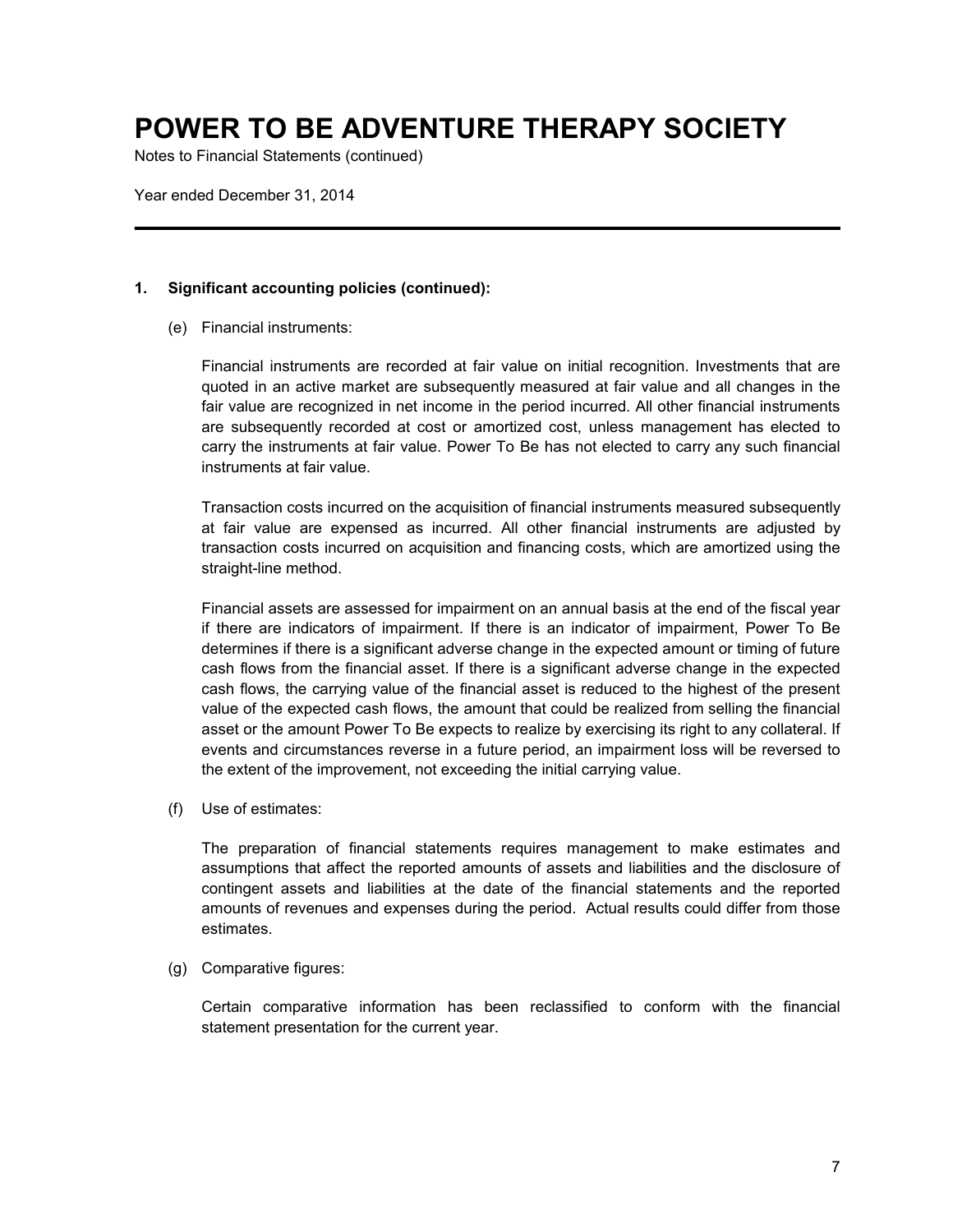# POWER TO BE ADVENTURE THERAPY SOCIETY

Notes to Financial Statements (continued)

Year ended December 31, 2014

---

**1. Significant accounting policies (continued):**

(e) Financial instruments:

Financial instruments are recorded at fair value on initial recognition. Investments that are quoted in an active market are subsequently measured at fair value and all changes in the fair value are recognized in net income in the period incurred. All other financial instruments are subsequently recorded at cost or amortized cost, unless management has elected to carry the instruments at fair value. Power To Be has not elected to carry any such financial instruments at fair value.

Transaction costs incurred on the acquisition of financial instruments measured subsequently at fair value are expensed as incurred. All other financial instruments are adjusted by transaction costs incurred on acquisition and financing costs, which are amortized using the straight-line method.

Financial assets are assessed for impairment on an annual basis at the end of the fiscal year if there are indicators of impairment. If there is an indicator of impairment, Power To Be determines if there is a significant adverse change in the expected amount or timing of future cash flows from the financial asset. If there is a significant adverse change in the expected cash flows, the carrying value of the financial asset is reduced to the highest of the present value of the expected cash flows, the amount that could be realized from selling the financial asset or the amount Power To Be expects to realize by exercising its right to any collateral. If events and circumstances reverse in a future period, an impairment loss will be reversed to the extent of the improvement, not exceeding the initial carrying value.

(f) Use of estimates:

The preparation of financial statements requires management to make estimates and assumptions that affect the reported amounts of assets and liabilities and the disclosure of contingent assets and liabilities at the date of the financial statements and the reported amounts of revenues and expenses during the period. Actual results could differ from those estimates.

(g) Comparative figures:

Certain comparative information has been reclassified to conform with the financial statement presentation for the current year.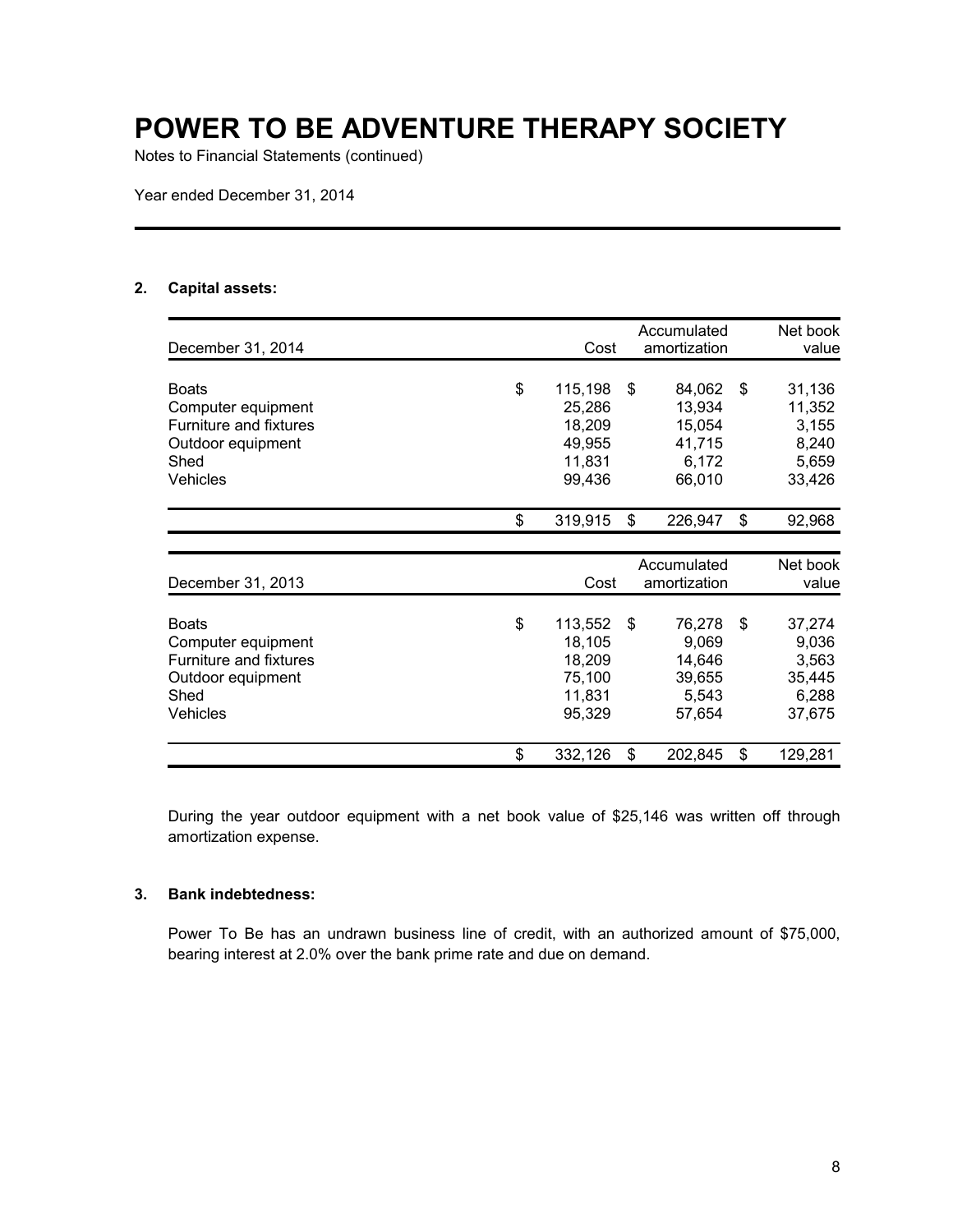# POWER TO BE ADVENTURE THERAPY SOCIETY

Notes to Financial Statements (continued)

Year ended December 31, 2014

## 2. Capital assets:

| December 31, 2014 | Cost | Accumulated amortization | Net book value |
|---|---|---|---|
| Boats | $ 115,198 | $ 84,062 | $ 31,136 |
| Computer equipment | 25,286 | 13,934 | 11,352 |
| Furniture and fixtures | 18,209 | 15,054 | 3,155 |
| Outdoor equipment | 49,955 | 41,715 | 8,240 |
| Shed | 11,831 | 6,172 | 5,659 |
| Vehicles | 99,436 | 66,010 | 33,426 |
| | $ 319,915 | $ 226,947 | $ 92,968 |

| December 31, 2013 | Cost | Accumulated amortization | Net book value |
|---|---|---|---|
| Boats | $ 113,552 | $ 76,278 | $ 37,274 |
| Computer equipment | 18,105 | 9,069 | 9,036 |
| Furniture and fixtures | 18,209 | 14,646 | 3,563 |
| Outdoor equipment | 75,100 | 39,655 | 35,445 |
| Shed | 11,831 | 5,543 | 6,288 |
| Vehicles | 95,329 | 57,654 | 37,675 |
| | $ 332,126 | $ 202,845 | $ 129,281 |

During the year outdoor equipment with a net book value of $25,146 was written off through amortization expense.

## 3. Bank indebtedness:

Power To Be has an undrawn business line of credit, with an authorized amount of $75,000, bearing interest at 2.0% over the bank prime rate and due on demand.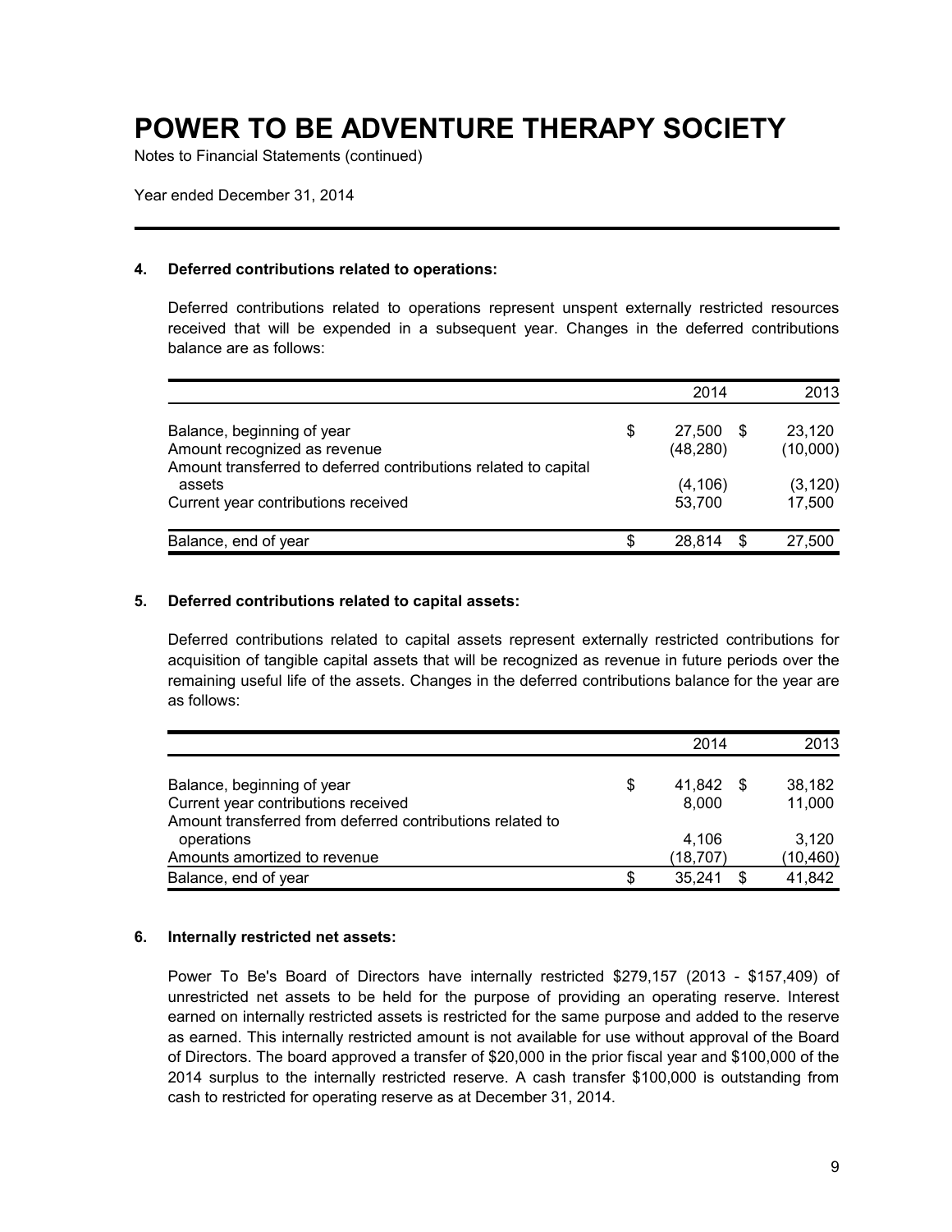# POWER TO BE ADVENTURE THERAPY SOCIETY

Notes to Financial Statements (continued)

Year ended December 31, 2014

### 4. Deferred contributions related to operations:

Deferred contributions related to operations represent unspent externally restricted resources received that will be expended in a subsequent year. Changes in the deferred contributions balance are as follows:

| | 2014 | 2013 |
|---|---|---|
| Balance, beginning of year | $ 27,500 | $ 23,120 |
| Amount recognized as revenue | (48,280) | (10,000) |
| Amount transferred to deferred contributions related to capital assets | (4,106) | (3,120) |
| Current year contributions received | 53,700 | 17,500 |
| Balance, end of year | $ 28,814 | $ 27,500 |

### 5. Deferred contributions related to capital assets:

Deferred contributions related to capital assets represent externally restricted contributions for acquisition of tangible capital assets that will be recognized as revenue in future periods over the remaining useful life of the assets. Changes in the deferred contributions balance for the year are as follows:

| | 2014 | 2013 |
|---|---|---|
| Balance, beginning of year | $ 41,842 | $ 38,182 |
| Current year contributions received | 8,000 | 11,000 |
| Amount transferred from deferred contributions related to operations | 4,106 | 3,120 |
| Amounts amortized to revenue | (18,707) | (10,460) |
| Balance, end of year | $ 35,241 | $ 41,842 |

### 6. Internally restricted net assets:

Power To Be's Board of Directors have internally restricted $279,157 (2013 - $157,409) of unrestricted net assets to be held for the purpose of providing an operating reserve. Interest earned on internally restricted assets is restricted for the same purpose and added to the reserve as earned. This internally restricted amount is not available for use without approval of the Board of Directors. The board approved a transfer of $20,000 in the prior fiscal year and $100,000 of the 2014 surplus to the internally restricted reserve. A cash transfer $100,000 is outstanding from cash to restricted for operating reserve as at December 31, 2014.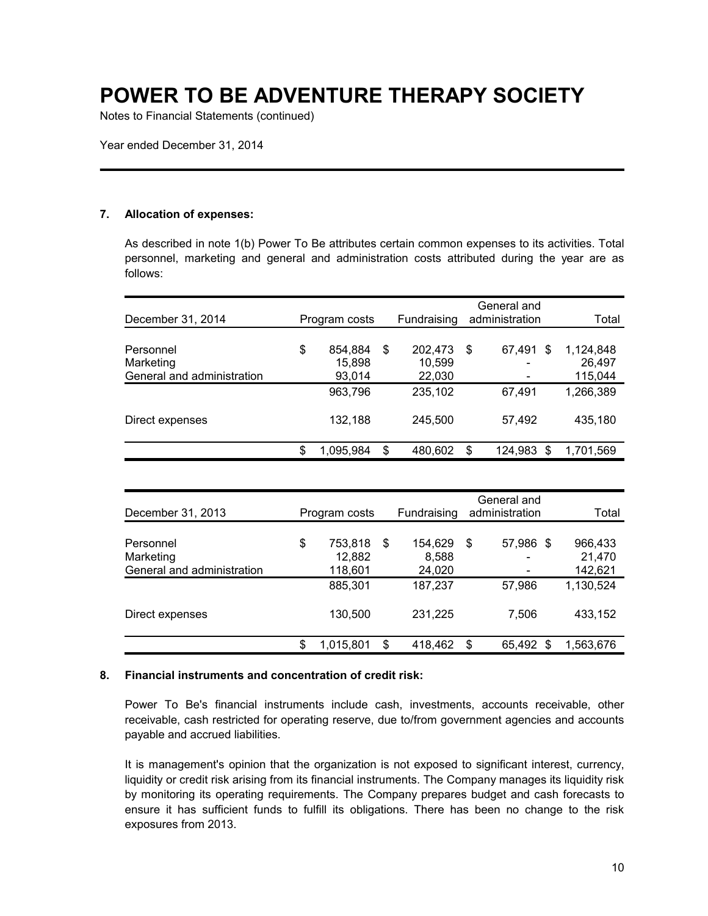# POWER TO BE ADVENTURE THERAPY SOCIETY

Notes to Financial Statements (continued)

Year ended December 31, 2014

---

## 7. Allocation of expenses:

As described in note 1(b) Power To Be attributes certain common expenses to its activities. Total personnel, marketing and general and administration costs attributed during the year are as follows:

| December 31, 2014 | Program costs | Fundraising | General and administration | Total |
|---|---|---|---|---|
| Personnel | $ 854,884 | $ 202,473 | $ 67,491 | $ 1,124,848 |
| Marketing | 15,898 | 10,599 | - | 26,497 |
| General and administration | 93,014 | 22,030 | - | 115,044 |
| | 963,796 | 235,102 | 67,491 | 1,266,389 |
| Direct expenses | 132,188 | 245,500 | 57,492 | 435,180 |
| | $ 1,095,984 | $ 480,602 | $ 124,983 | $ 1,701,569 |

| December 31, 2013 | Program costs | Fundraising | General and administration | Total |
|---|---|---|---|---|
| Personnel | $ 753,818 | $ 154,629 | $ 57,986 | $ 966,433 |
| Marketing | 12,882 | 8,588 | - | 21,470 |
| General and administration | 118,601 | 24,020 | - | 142,621 |
| | 885,301 | 187,237 | 57,986 | 1,130,524 |
| Direct expenses | 130,500 | 231,225 | 7,506 | 433,152 |
| | $ 1,015,801 | $ 418,462 | $ 65,492 | $ 1,563,676 |

## 8. Financial instruments and concentration of credit risk:

Power To Be's financial instruments include cash, investments, accounts receivable, other receivable, cash restricted for operating reserve, due to/from government agencies and accounts payable and accrued liabilities.

It is management's opinion that the organization is not exposed to significant interest, currency, liquidity or credit risk arising from its financial instruments. The Company manages its liquidity risk by monitoring its operating requirements. The Company prepares budget and cash forecasts to ensure it has sufficient funds to fulfill its obligations. There has been no change to the risk exposures from 2013.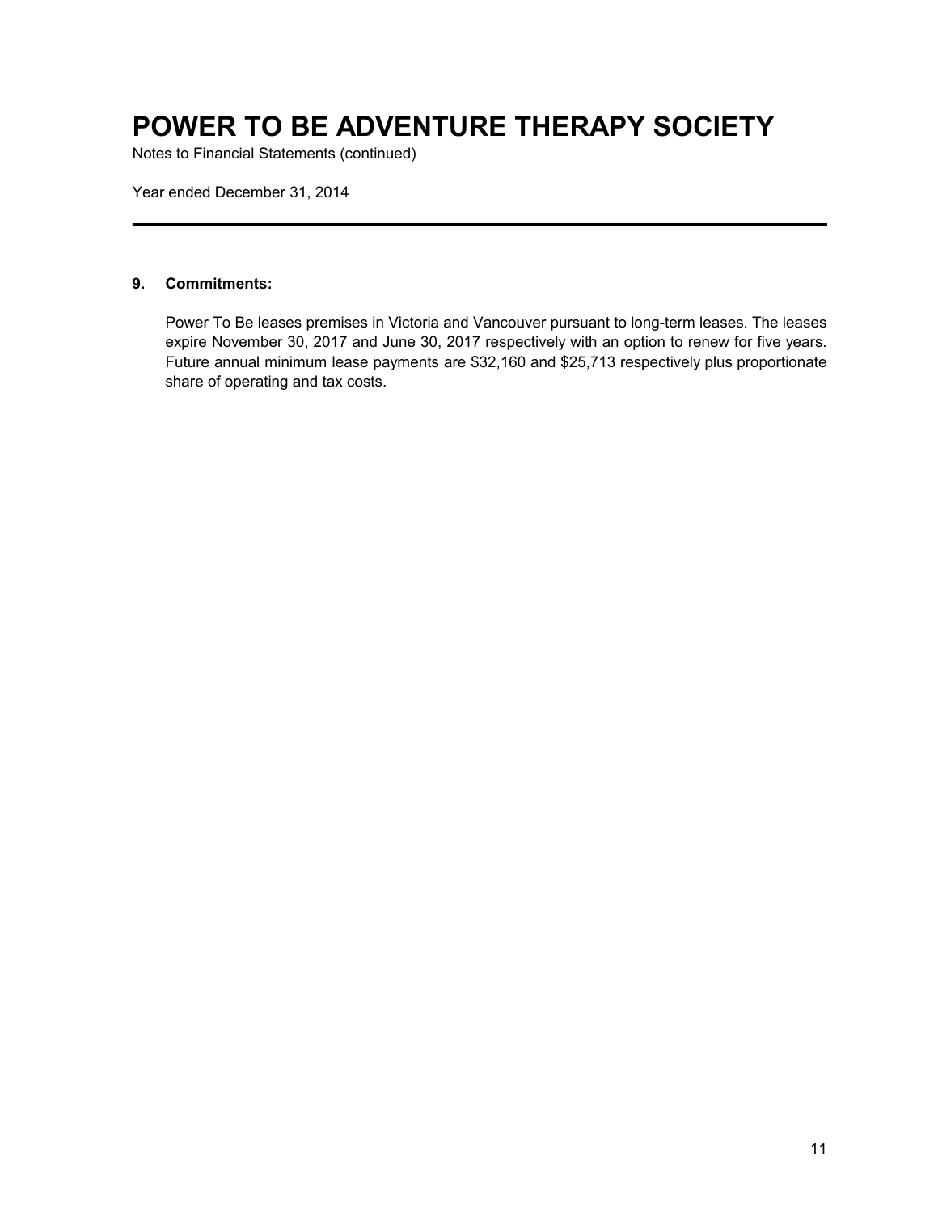# POWER TO BE ADVENTURE THERAPY SOCIETY

Notes to Financial Statements (continued)

Year ended December 31, 2014

---

**9. Commitments:**

Power To Be leases premises in Victoria and Vancouver pursuant to long-term leases. The leases expire November 30, 2017 and June 30, 2017 respectively with an option to renew for five years. Future annual minimum lease payments are $32,160 and $25,713 respectively plus proportionate share of operating and tax costs.